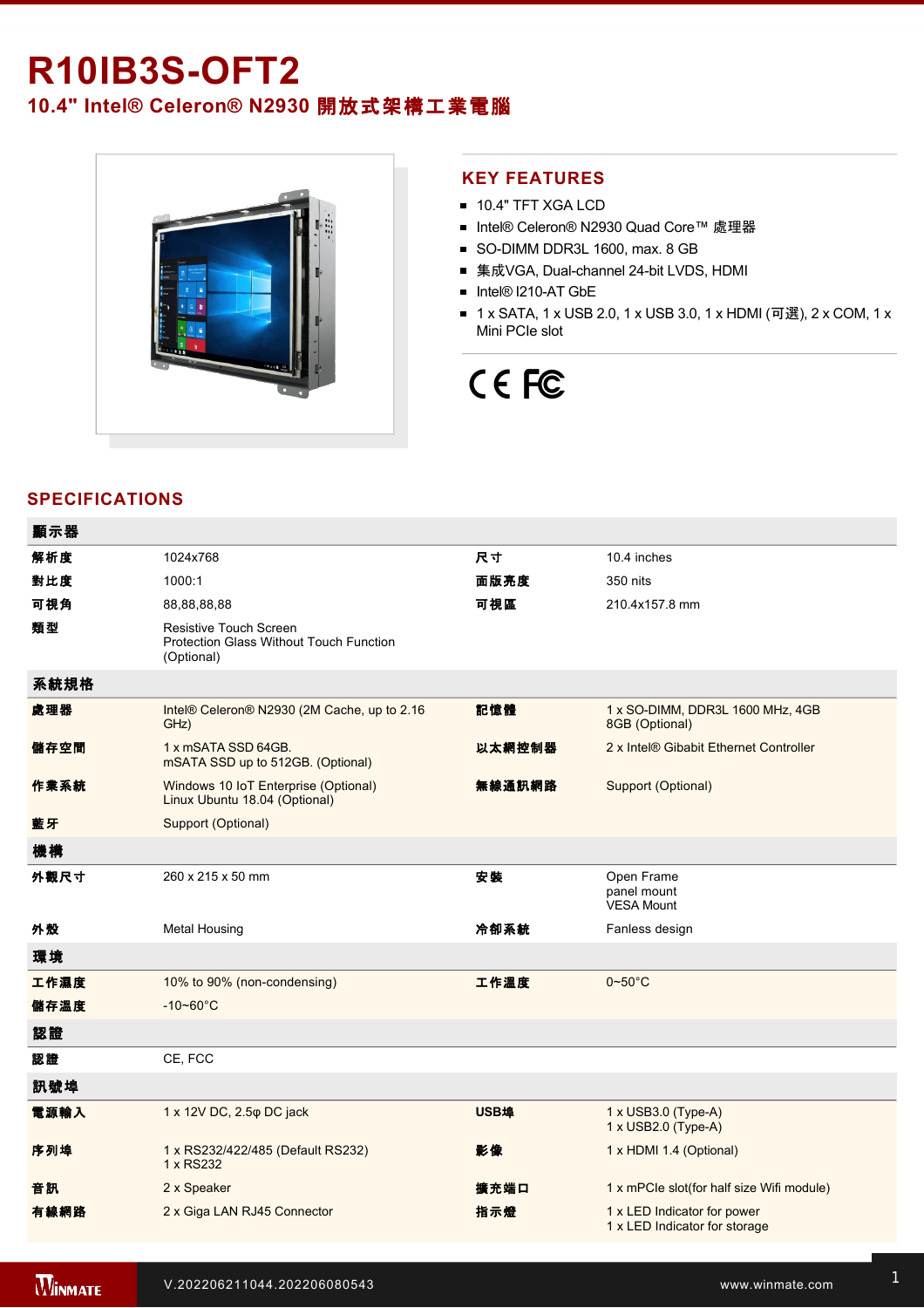# R10IB3S-OFT2

## 10.4" Intel® Celeron® N2930 開放式架構工業電腦

## KEY FEATURES

- 10.4" TFT XGA LCD
- Intel® Celeron® N2930 Quad Core™ 處理器
- SO-DIMM DDR3L 1600, max. 8 GB
- 集成VGA, Dual-channel 24-bit LVDS, HDMI
- Intel® I210-AT GbE
- 1 x SATA, 1 x USB 2.0, 1 x USB 3.0, 1 x HDMI (可選), 2 x COM, 1 x Mini PCIe slot

CE FC

## SPECIFICATIONS

| 顯示器 | | | |
|---|---|---|---|
| 解析度 | 1024x768 | 尺寸 | 10.4 inches |
| 對比度 | 1000:1 | 面版亮度 | 350 nits |
| 可視角 | 88,88,88,88 | 可視區 | 210.4x157.8 mm |
| 類型 | Resistive Touch Screen<br>Protection Glass Without Touch Function (Optional) | | |
| **系統規格** | | | |
| 處理器 | Intel® Celeron® N2930 (2M Cache, up to 2.16 GHz) | 記憶體 | 1 x SO-DIMM, DDR3L 1600 MHz, 4GB<br>8GB (Optional) |
| 儲存空間 | 1 x mSATA SSD 64GB.<br>mSATA SSD up to 512GB. (Optional) | 以太網控制器 | 2 x Intel® Gibabit Ethernet Controller |
| 作業系統 | Windows 10 IoT Enterprise (Optional)<br>Linux Ubuntu 18.04 (Optional) | 無線通訊網路 | Support (Optional) |
| 藍牙 | Support (Optional) | | |
| **機構** | | | |
| 外觀尺寸 | 260 x 215 x 50 mm | 安裝 | Open Frame<br>panel mount<br>VESA Mount |
| 外殼 | Metal Housing | 冷卻系統 | Fanless design |
| **環境** | | | |
| 工作濕度 | 10% to 90% (non-condensing) | 工作溫度 | 0~50°C |
| 儲存溫度 | -10~60°C | | |
| **認證** | | | |
| 認證 | CE, FCC | | |
| **訊號埠** | | | |
| 電源輸入 | 1 x 12V DC, 2.5φ DC jack | USB埠 | 1 x USB3.0 (Type-A)<br>1 x USB2.0 (Type-A) |
| 序列埠 | 1 x RS232/422/485 (Default RS232)<br>1 x RS232 | 影像 | 1 x HDMI 1.4 (Optional) |
| 音訊 | 2 x Speaker | 擴充端口 | 1 x mPCIe slot(for half size Wifi module) |
| 有線網路 | 2 x Giga LAN RJ45 Connector | 指示燈 | 1 x LED Indicator for power<br>1 x LED Indicator for storage |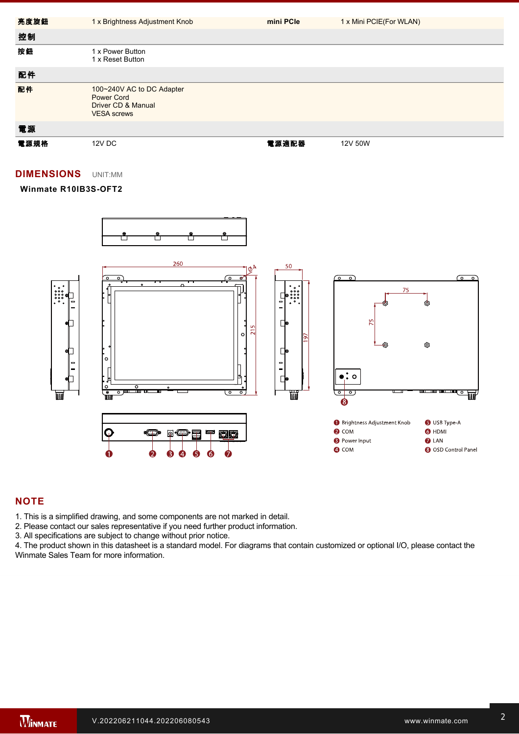| | | | |
|---|---|---|---|
| **亮度旋鈕** | 1 x Brightness Adjustment Knob | **mini PCIe** | 1 x Mini PCIE(For WLAN) |
| **控制** | | | |
| **按鈕** | 1 x Power Button<br>1 x Reset Button | | |
| **配件** | | | |
| **配件** | 100~240V AC to DC Adapter<br>Power Cord<br>Driver CD & Manual<br>VESA screws | | |
| **電源** | | | |
| **電源規格** | 12V DC | **電源適配器** | 12V 50W |

## DIMENSIONS UNIT:MM

**Winmate R10IB3S-OFT2**

260
Ø4
215
50
197
75
75

❶ Brightness Adjustment Knob
❷ COM
❸ Power Input
❹ COM
❺ USB Type-A
❻ HDMI
❼ LAN
❽ OSD Control Panel

## NOTE

1. This is a simplified drawing, and some components are not marked in detail.
2. Please contact our sales representative if you need further product information.
3. All specifications are subject to change without prior notice.
4. The product shown in this datasheet is a standard model. For diagrams that contain customized or optional I/O, please contact the Winmate Sales Team for more information.